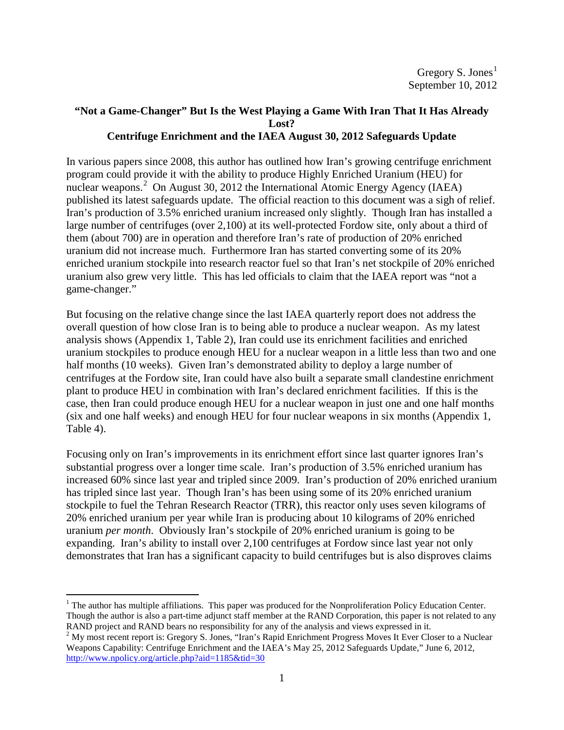Gregory S. Jones[1]
September 10, 2012

**"Not a Game-Changer" But Is the West Playing a Game With Iran That It Has Already Lost?**
**Centrifuge Enrichment and the IAEA August 30, 2012 Safeguards Update**

In various papers since 2008, this author has outlined how Iran's growing centrifuge enrichment program could provide it with the ability to produce Highly Enriched Uranium (HEU) for nuclear weapons.[2] On August 30, 2012 the International Atomic Energy Agency (IAEA) published its latest safeguards update. The official reaction to this document was a sigh of relief. Iran's production of 3.5% enriched uranium increased only slightly. Though Iran has installed a large number of centrifuges (over 2,100) at its well-protected Fordow site, only about a third of them (about 700) are in operation and therefore Iran's rate of production of 20% enriched uranium did not increase much. Furthermore Iran has started converting some of its 20% enriched uranium stockpile into research reactor fuel so that Iran's net stockpile of 20% enriched uranium also grew very little. This has led officials to claim that the IAEA report was "not a game-changer."

But focusing on the relative change since the last IAEA quarterly report does not address the overall question of how close Iran is to being able to produce a nuclear weapon. As my latest analysis shows (Appendix 1, Table 2), Iran could use its enrichment facilities and enriched uranium stockpiles to produce enough HEU for a nuclear weapon in a little less than two and one half months (10 weeks). Given Iran's demonstrated ability to deploy a large number of centrifuges at the Fordow site, Iran could have also built a separate small clandestine enrichment plant to produce HEU in combination with Iran's declared enrichment facilities. If this is the case, then Iran could produce enough HEU for a nuclear weapon in just one and one half months (six and one half weeks) and enough HEU for four nuclear weapons in six months (Appendix 1, Table 4).

Focusing only on Iran's improvements in its enrichment effort since last quarter ignores Iran's substantial progress over a longer time scale. Iran's production of 3.5% enriched uranium has increased 60% since last year and tripled since 2009. Iran's production of 20% enriched uranium has tripled since last year. Though Iran's has been using some of its 20% enriched uranium stockpile to fuel the Tehran Research Reactor (TRR), this reactor only uses seven kilograms of 20% enriched uranium per year while Iran is producing about 10 kilograms of 20% enriched uranium *per month*. Obviously Iran's stockpile of 20% enriched uranium is going to be expanding. Iran's ability to install over 2,100 centrifuges at Fordow since last year not only demonstrates that Iran has a significant capacity to build centrifuges but is also disproves claims

---

[1] The author has multiple affiliations. This paper was produced for the Nonproliferation Policy Education Center. Though the author is also a part-time adjunct staff member at the RAND Corporation, this paper is not related to any RAND project and RAND bears no responsibility for any of the analysis and views expressed in it.

[2] My most recent report is: Gregory S. Jones, "Iran's Rapid Enrichment Progress Moves It Ever Closer to a Nuclear Weapons Capability: Centrifuge Enrichment and the IAEA's May 25, 2012 Safeguards Update," June 6, 2012, http://www.npolicy.org/article.php?aid=1185&tid=30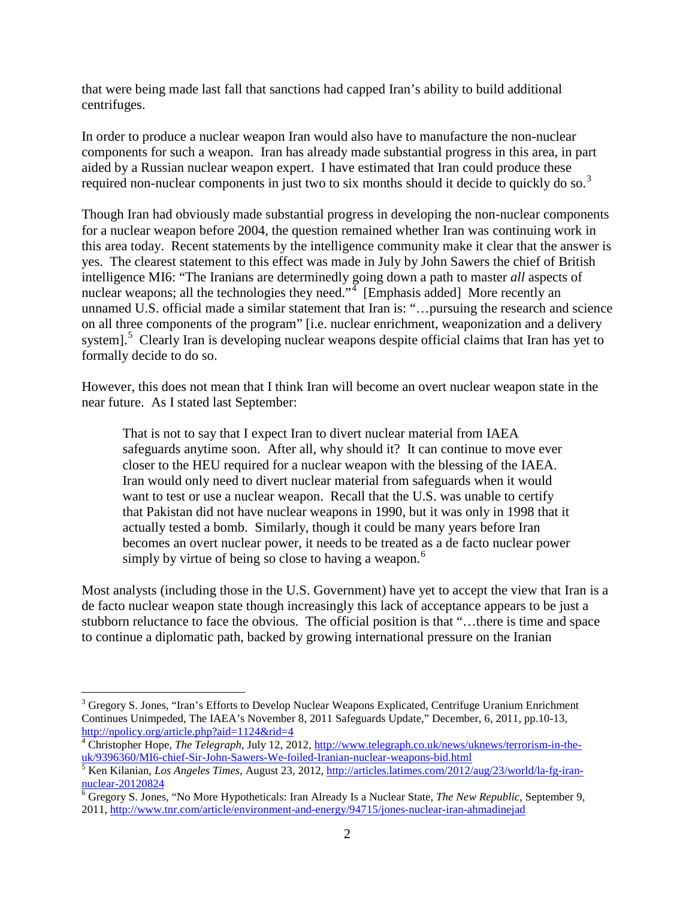that were being made last fall that sanctions had capped Iran's ability to build additional centrifuges.

In order to produce a nuclear weapon Iran would also have to manufacture the non-nuclear components for such a weapon. Iran has already made substantial progress in this area, in part aided by a Russian nuclear weapon expert. I have estimated that Iran could produce these required non-nuclear components in just two to six months should it decide to quickly do so.[3]

Though Iran had obviously made substantial progress in developing the non-nuclear components for a nuclear weapon before 2004, the question remained whether Iran was continuing work in this area today. Recent statements by the intelligence community make it clear that the answer is yes. The clearest statement to this effect was made in July by John Sawers the chief of British intelligence MI6: "The Iranians are determinedly going down a path to master *all* aspects of nuclear weapons; all the technologies they need."[4] [Emphasis added] More recently an unnamed U.S. official made a similar statement that Iran is: "…pursuing the research and science on all three components of the program" [i.e. nuclear enrichment, weaponization and a delivery system].[5] Clearly Iran is developing nuclear weapons despite official claims that Iran has yet to formally decide to do so.

However, this does not mean that I think Iran will become an overt nuclear weapon state in the near future. As I stated last September:

> That is not to say that I expect Iran to divert nuclear material from IAEA safeguards anytime soon. After all, why should it? It can continue to move ever closer to the HEU required for a nuclear weapon with the blessing of the IAEA. Iran would only need to divert nuclear material from safeguards when it would want to test or use a nuclear weapon. Recall that the U.S. was unable to certify that Pakistan did not have nuclear weapons in 1990, but it was only in 1998 that it actually tested a bomb. Similarly, though it could be many years before Iran becomes an overt nuclear power, it needs to be treated as a de facto nuclear power simply by virtue of being so close to having a weapon.[6]

Most analysts (including those in the U.S. Government) have yet to accept the view that Iran is a de facto nuclear weapon state though increasingly this lack of acceptance appears to be just a stubborn reluctance to face the obvious. The official position is that "…there is time and space to continue a diplomatic path, backed by growing international pressure on the Iranian

---

[3] Gregory S. Jones, "Iran's Efforts to Develop Nuclear Weapons Explicated, Centrifuge Uranium Enrichment Continues Unimpeded, The IAEA's November 8, 2011 Safeguards Update," December, 6, 2011, pp.10-13, http://npolicy.org/article.php?aid=1124&rid=4

[4] Christopher Hope, *The Telegraph*, July 12, 2012, http://www.telegraph.co.uk/news/uknews/terrorism-in-the-uk/9396360/MI6-chief-Sir-John-Sawers-We-foiled-Iranian-nuclear-weapons-bid.html

[5] Ken Kilanian, *Los Angeles Times*, August 23, 2012, http://articles.latimes.com/2012/aug/23/world/la-fg-iran-nuclear-20120824

[6] Gregory S. Jones, "No More Hypotheticals: Iran Already Is a Nuclear State, *The New Republic*, September 9, 2011, http://www.tnr.com/article/environment-and-energy/94715/jones-nuclear-iran-ahmadinejad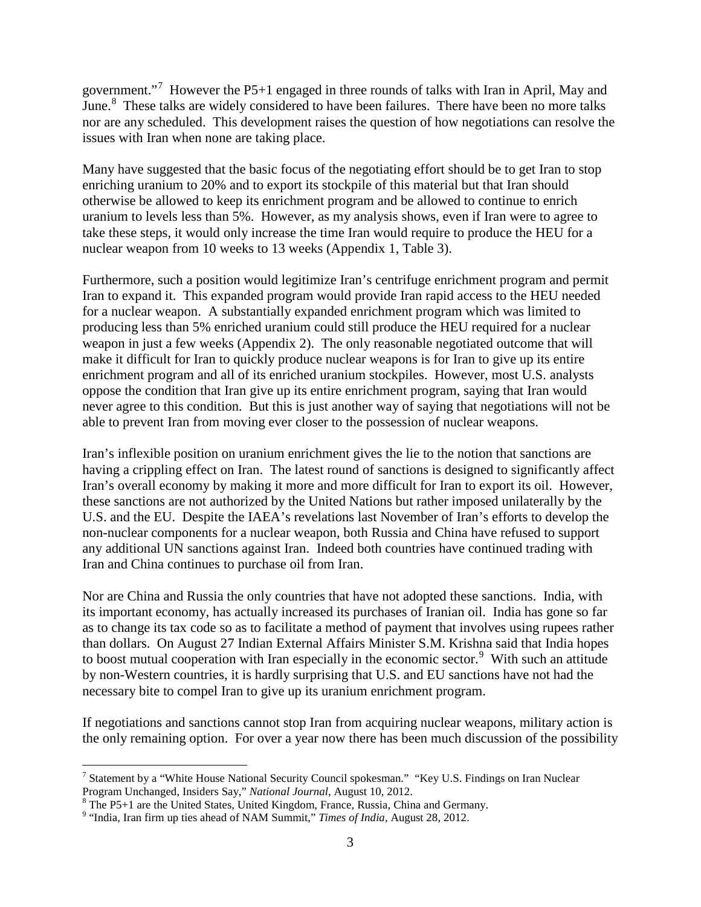government."[7] However the P5+1 engaged in three rounds of talks with Iran in April, May and June.[8] These talks are widely considered to have been failures. There have been no more talks nor are any scheduled. This development raises the question of how negotiations can resolve the issues with Iran when none are taking place.

Many have suggested that the basic focus of the negotiating effort should be to get Iran to stop enriching uranium to 20% and to export its stockpile of this material but that Iran should otherwise be allowed to keep its enrichment program and be allowed to continue to enrich uranium to levels less than 5%. However, as my analysis shows, even if Iran were to agree to take these steps, it would only increase the time Iran would require to produce the HEU for a nuclear weapon from 10 weeks to 13 weeks (Appendix 1, Table 3).

Furthermore, such a position would legitimize Iran's centrifuge enrichment program and permit Iran to expand it. This expanded program would provide Iran rapid access to the HEU needed for a nuclear weapon. A substantially expanded enrichment program which was limited to producing less than 5% enriched uranium could still produce the HEU required for a nuclear weapon in just a few weeks (Appendix 2). The only reasonable negotiated outcome that will make it difficult for Iran to quickly produce nuclear weapons is for Iran to give up its entire enrichment program and all of its enriched uranium stockpiles. However, most U.S. analysts oppose the condition that Iran give up its entire enrichment program, saying that Iran would never agree to this condition. But this is just another way of saying that negotiations will not be able to prevent Iran from moving ever closer to the possession of nuclear weapons.

Iran's inflexible position on uranium enrichment gives the lie to the notion that sanctions are having a crippling effect on Iran. The latest round of sanctions is designed to significantly affect Iran's overall economy by making it more and more difficult for Iran to export its oil. However, these sanctions are not authorized by the United Nations but rather imposed unilaterally by the U.S. and the EU. Despite the IAEA's revelations last November of Iran's efforts to develop the non-nuclear components for a nuclear weapon, both Russia and China have refused to support any additional UN sanctions against Iran. Indeed both countries have continued trading with Iran and China continues to purchase oil from Iran.

Nor are China and Russia the only countries that have not adopted these sanctions. India, with its important economy, has actually increased its purchases of Iranian oil. India has gone so far as to change its tax code so as to facilitate a method of payment that involves using rupees rather than dollars. On August 27 Indian External Affairs Minister S.M. Krishna said that India hopes to boost mutual cooperation with Iran especially in the economic sector.[9] With such an attitude by non-Western countries, it is hardly surprising that U.S. and EU sanctions have not had the necessary bite to compel Iran to give up its uranium enrichment program.

If negotiations and sanctions cannot stop Iran from acquiring nuclear weapons, military action is the only remaining option. For over a year now there has been much discussion of the possibility

---

[7] Statement by a "White House National Security Council spokesman." "Key U.S. Findings on Iran Nuclear Program Unchanged, Insiders Say," *National Journal*, August 10, 2012.

[8] The P5+1 are the United States, United Kingdom, France, Russia, China and Germany.

[9] "India, Iran firm up ties ahead of NAM Summit," *Times of India*, August 28, 2012.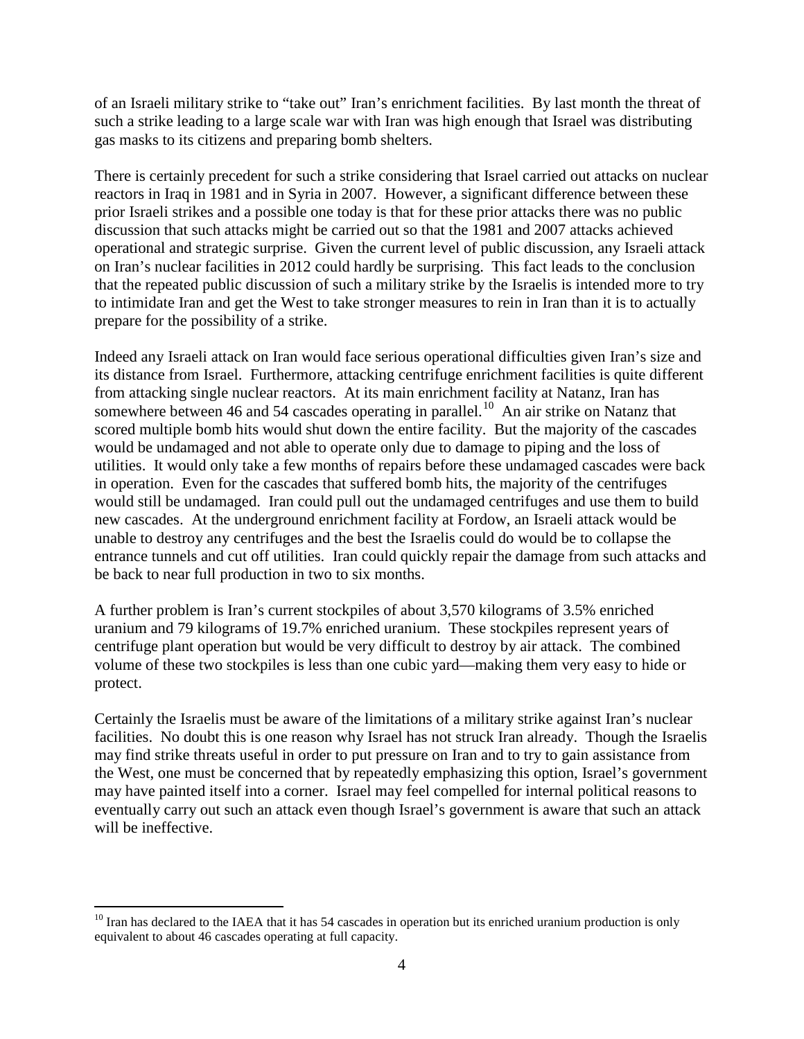of an Israeli military strike to "take out" Iran's enrichment facilities. By last month the threat of such a strike leading to a large scale war with Iran was high enough that Israel was distributing gas masks to its citizens and preparing bomb shelters.

There is certainly precedent for such a strike considering that Israel carried out attacks on nuclear reactors in Iraq in 1981 and in Syria in 2007. However, a significant difference between these prior Israeli strikes and a possible one today is that for these prior attacks there was no public discussion that such attacks might be carried out so that the 1981 and 2007 attacks achieved operational and strategic surprise. Given the current level of public discussion, any Israeli attack on Iran's nuclear facilities in 2012 could hardly be surprising. This fact leads to the conclusion that the repeated public discussion of such a military strike by the Israelis is intended more to try to intimidate Iran and get the West to take stronger measures to rein in Iran than it is to actually prepare for the possibility of a strike.

Indeed any Israeli attack on Iran would face serious operational difficulties given Iran's size and its distance from Israel. Furthermore, attacking centrifuge enrichment facilities is quite different from attacking single nuclear reactors. At its main enrichment facility at Natanz, Iran has somewhere between 46 and 54 cascades operating in parallel.[10] An air strike on Natanz that scored multiple bomb hits would shut down the entire facility. But the majority of the cascades would be undamaged and not able to operate only due to damage to piping and the loss of utilities. It would only take a few months of repairs before these undamaged cascades were back in operation. Even for the cascades that suffered bomb hits, the majority of the centrifuges would still be undamaged. Iran could pull out the undamaged centrifuges and use them to build new cascades. At the underground enrichment facility at Fordow, an Israeli attack would be unable to destroy any centrifuges and the best the Israelis could do would be to collapse the entrance tunnels and cut off utilities. Iran could quickly repair the damage from such attacks and be back to near full production in two to six months.

A further problem is Iran's current stockpiles of about 3,570 kilograms of 3.5% enriched uranium and 79 kilograms of 19.7% enriched uranium. These stockpiles represent years of centrifuge plant operation but would be very difficult to destroy by air attack. The combined volume of these two stockpiles is less than one cubic yard—making them very easy to hide or protect.

Certainly the Israelis must be aware of the limitations of a military strike against Iran's nuclear facilities. No doubt this is one reason why Israel has not struck Iran already. Though the Israelis may find strike threats useful in order to put pressure on Iran and to try to gain assistance from the West, one must be concerned that by repeatedly emphasizing this option, Israel's government may have painted itself into a corner. Israel may feel compelled for internal political reasons to eventually carry out such an attack even though Israel's government is aware that such an attack will be ineffective.

---

[10] Iran has declared to the IAEA that it has 54 cascades in operation but its enriched uranium production is only equivalent to about 46 cascades operating at full capacity.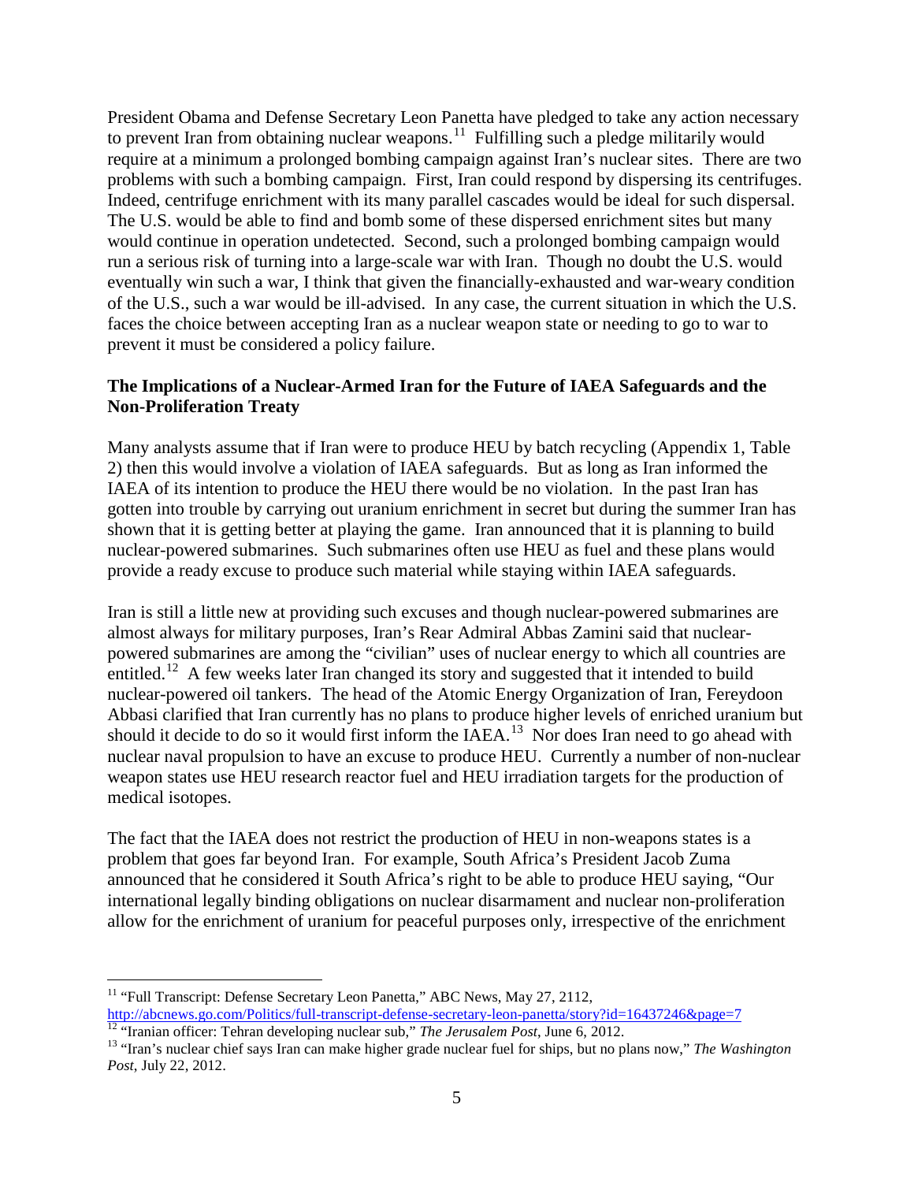President Obama and Defense Secretary Leon Panetta have pledged to take any action necessary to prevent Iran from obtaining nuclear weapons.[11] Fulfilling such a pledge militarily would require at a minimum a prolonged bombing campaign against Iran's nuclear sites. There are two problems with such a bombing campaign. First, Iran could respond by dispersing its centrifuges. Indeed, centrifuge enrichment with its many parallel cascades would be ideal for such dispersal. The U.S. would be able to find and bomb some of these dispersed enrichment sites but many would continue in operation undetected. Second, such a prolonged bombing campaign would run a serious risk of turning into a large-scale war with Iran. Though no doubt the U.S. would eventually win such a war, I think that given the financially-exhausted and war-weary condition of the U.S., such a war would be ill-advised. In any case, the current situation in which the U.S. faces the choice between accepting Iran as a nuclear weapon state or needing to go to war to prevent it must be considered a policy failure.

## The Implications of a Nuclear-Armed Iran for the Future of IAEA Safeguards and the Non-Proliferation Treaty

Many analysts assume that if Iran were to produce HEU by batch recycling (Appendix 1, Table 2) then this would involve a violation of IAEA safeguards. But as long as Iran informed the IAEA of its intention to produce the HEU there would be no violation. In the past Iran has gotten into trouble by carrying out uranium enrichment in secret but during the summer Iran has shown that it is getting better at playing the game. Iran announced that it is planning to build nuclear-powered submarines. Such submarines often use HEU as fuel and these plans would provide a ready excuse to produce such material while staying within IAEA safeguards.

Iran is still a little new at providing such excuses and though nuclear-powered submarines are almost always for military purposes, Iran's Rear Admiral Abbas Zamini said that nuclear-powered submarines are among the "civilian" uses of nuclear energy to which all countries are entitled.[12] A few weeks later Iran changed its story and suggested that it intended to build nuclear-powered oil tankers. The head of the Atomic Energy Organization of Iran, Fereydoon Abbasi clarified that Iran currently has no plans to produce higher levels of enriched uranium but should it decide to do so it would first inform the IAEA.[13] Nor does Iran need to go ahead with nuclear naval propulsion to have an excuse to produce HEU. Currently a number of non-nuclear weapon states use HEU research reactor fuel and HEU irradiation targets for the production of medical isotopes.

The fact that the IAEA does not restrict the production of HEU in non-weapons states is a problem that goes far beyond Iran. For example, South Africa's President Jacob Zuma announced that he considered it South Africa's right to be able to produce HEU saying, "Our international legally binding obligations on nuclear disarmament and nuclear non-proliferation allow for the enrichment of uranium for peaceful purposes only, irrespective of the enrichment

---

[11] "Full Transcript: Defense Secretary Leon Panetta," ABC News, May 27, 2112, http://abcnews.go.com/Politics/full-transcript-defense-secretary-leon-panetta/story?id=16437246&page=7

[12] "Iranian officer: Tehran developing nuclear sub," *The Jerusalem Post*, June 6, 2012.

[13] "Iran's nuclear chief says Iran can make higher grade nuclear fuel for ships, but no plans now," *The Washington Post*, July 22, 2012.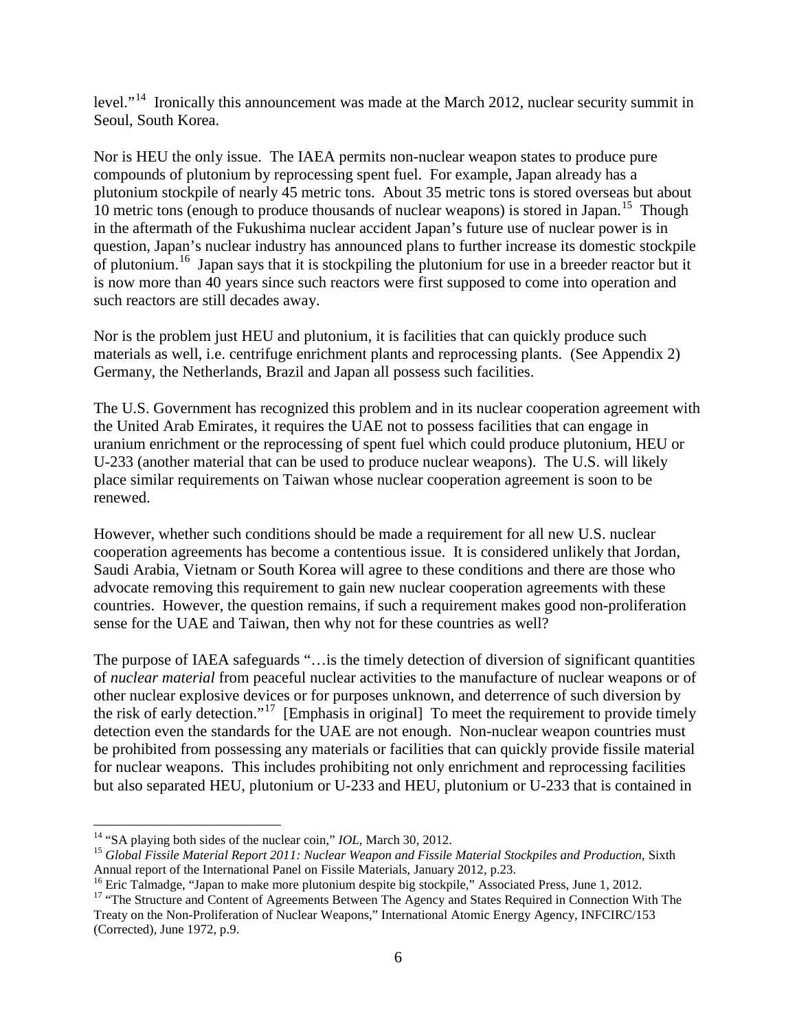level."[14] Ironically this announcement was made at the March 2012, nuclear security summit in Seoul, South Korea.

Nor is HEU the only issue. The IAEA permits non-nuclear weapon states to produce pure compounds of plutonium by reprocessing spent fuel. For example, Japan already has a plutonium stockpile of nearly 45 metric tons. About 35 metric tons is stored overseas but about 10 metric tons (enough to produce thousands of nuclear weapons) is stored in Japan.[15] Though in the aftermath of the Fukushima nuclear accident Japan's future use of nuclear power is in question, Japan's nuclear industry has announced plans to further increase its domestic stockpile of plutonium.[16] Japan says that it is stockpiling the plutonium for use in a breeder reactor but it is now more than 40 years since such reactors were first supposed to come into operation and such reactors are still decades away.

Nor is the problem just HEU and plutonium, it is facilities that can quickly produce such materials as well, i.e. centrifuge enrichment plants and reprocessing plants. (See Appendix 2) Germany, the Netherlands, Brazil and Japan all possess such facilities.

The U.S. Government has recognized this problem and in its nuclear cooperation agreement with the United Arab Emirates, it requires the UAE not to possess facilities that can engage in uranium enrichment or the reprocessing of spent fuel which could produce plutonium, HEU or U-233 (another material that can be used to produce nuclear weapons). The U.S. will likely place similar requirements on Taiwan whose nuclear cooperation agreement is soon to be renewed.

However, whether such conditions should be made a requirement for all new U.S. nuclear cooperation agreements has become a contentious issue. It is considered unlikely that Jordan, Saudi Arabia, Vietnam or South Korea will agree to these conditions and there are those who advocate removing this requirement to gain new nuclear cooperation agreements with these countries. However, the question remains, if such a requirement makes good non-proliferation sense for the UAE and Taiwan, then why not for these countries as well?

The purpose of IAEA safeguards "…is the timely detection of diversion of significant quantities of *nuclear material* from peaceful nuclear activities to the manufacture of nuclear weapons or of other nuclear explosive devices or for purposes unknown, and deterrence of such diversion by the risk of early detection."[17] [Emphasis in original] To meet the requirement to provide timely detection even the standards for the UAE are not enough. Non-nuclear weapon countries must be prohibited from possessing any materials or facilities that can quickly provide fissile material for nuclear weapons. This includes prohibiting not only enrichment and reprocessing facilities but also separated HEU, plutonium or U-233 and HEU, plutonium or U-233 that is contained in

---

[14] "SA playing both sides of the nuclear coin," *IOL*, March 30, 2012.

[15] *Global Fissile Material Report 2011: Nuclear Weapon and Fissile Material Stockpiles and Production*, Sixth Annual report of the International Panel on Fissile Materials, January 2012, p.23.

[16] Eric Talmadge, "Japan to make more plutonium despite big stockpile," Associated Press, June 1, 2012.

[17] "The Structure and Content of Agreements Between The Agency and States Required in Connection With The Treaty on the Non-Proliferation of Nuclear Weapons," International Atomic Energy Agency, INFCIRC/153 (Corrected), June 1972, p.9.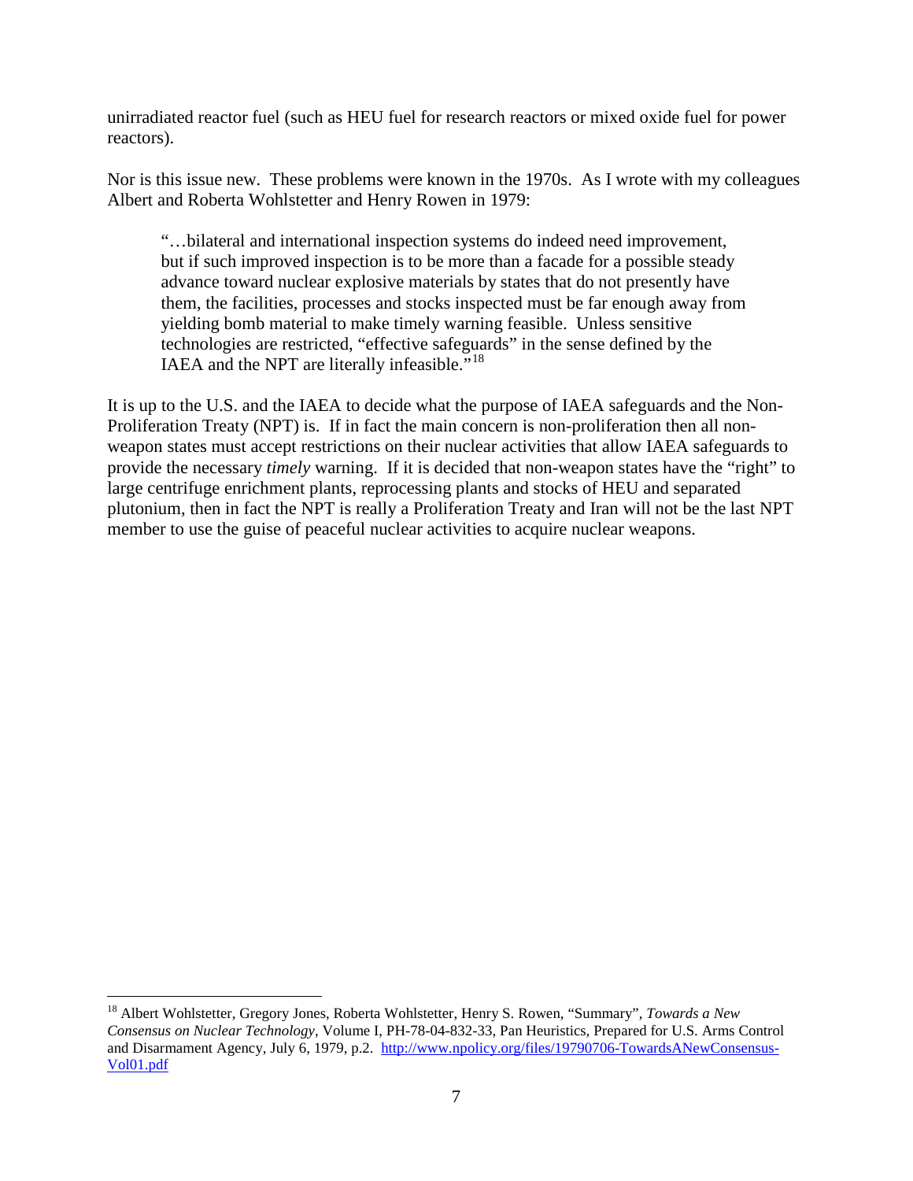unirradiated reactor fuel (such as HEU fuel for research reactors or mixed oxide fuel for power reactors).

Nor is this issue new. These problems were known in the 1970s. As I wrote with my colleagues Albert and Roberta Wohlstetter and Henry Rowen in 1979:

> "…bilateral and international inspection systems do indeed need improvement, but if such improved inspection is to be more than a facade for a possible steady advance toward nuclear explosive materials by states that do not presently have them, the facilities, processes and stocks inspected must be far enough away from yielding bomb material to make timely warning feasible. Unless sensitive technologies are restricted, "effective safeguards" in the sense defined by the IAEA and the NPT are literally infeasible."[18]

It is up to the U.S. and the IAEA to decide what the purpose of IAEA safeguards and the Non-Proliferation Treaty (NPT) is. If in fact the main concern is non-proliferation then all non-weapon states must accept restrictions on their nuclear activities that allow IAEA safeguards to provide the necessary *timely* warning. If it is decided that non-weapon states have the "right" to large centrifuge enrichment plants, reprocessing plants and stocks of HEU and separated plutonium, then in fact the NPT is really a Proliferation Treaty and Iran will not be the last NPT member to use the guise of peaceful nuclear activities to acquire nuclear weapons.

---

[18] Albert Wohlstetter, Gregory Jones, Roberta Wohlstetter, Henry S. Rowen, "Summary", *Towards a New Consensus on Nuclear Technology*, Volume I, PH-78-04-832-33, Pan Heuristics, Prepared for U.S. Arms Control and Disarmament Agency, July 6, 1979, p.2. http://www.npolicy.org/files/19790706-TowardsANewConsensus-Vol01.pdf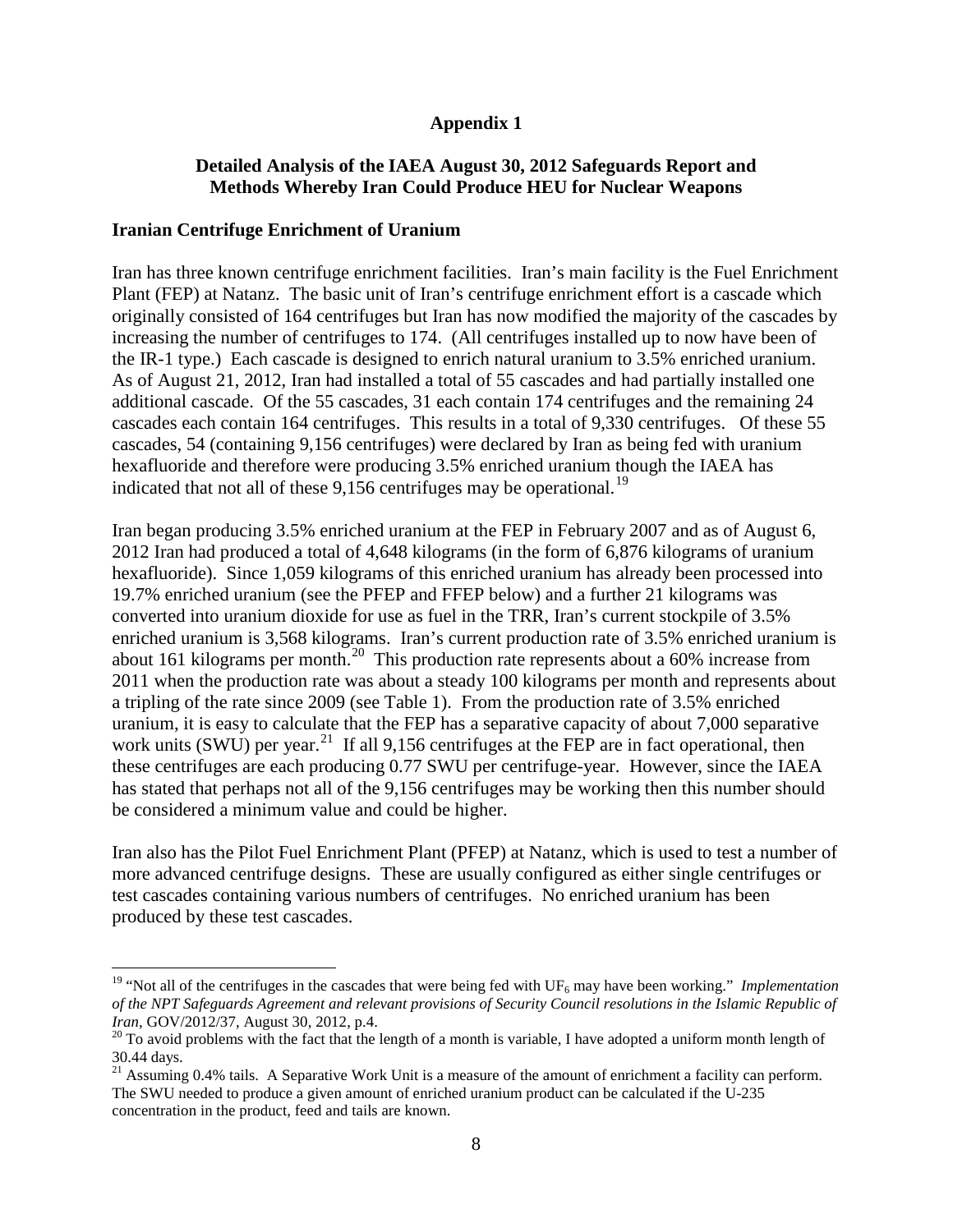# Appendix 1

## Detailed Analysis of the IAEA August 30, 2012 Safeguards Report and Methods Whereby Iran Could Produce HEU for Nuclear Weapons

### Iranian Centrifuge Enrichment of Uranium

Iran has three known centrifuge enrichment facilities. Iran's main facility is the Fuel Enrichment Plant (FEP) at Natanz. The basic unit of Iran's centrifuge enrichment effort is a cascade which originally consisted of 164 centrifuges but Iran has now modified the majority of the cascades by increasing the number of centrifuges to 174. (All centrifuges installed up to now have been of the IR-1 type.) Each cascade is designed to enrich natural uranium to 3.5% enriched uranium. As of August 21, 2012, Iran had installed a total of 55 cascades and had partially installed one additional cascade. Of the 55 cascades, 31 each contain 174 centrifuges and the remaining 24 cascades each contain 164 centrifuges. This results in a total of 9,330 centrifuges. Of these 55 cascades, 54 (containing 9,156 centrifuges) were declared by Iran as being fed with uranium hexafluoride and therefore were producing 3.5% enriched uranium though the IAEA has indicated that not all of these 9,156 centrifuges may be operational.[19]

Iran began producing 3.5% enriched uranium at the FEP in February 2007 and as of August 6, 2012 Iran had produced a total of 4,648 kilograms (in the form of 6,876 kilograms of uranium hexafluoride). Since 1,059 kilograms of this enriched uranium has already been processed into 19.7% enriched uranium (see the PFEP and FFEP below) and a further 21 kilograms was converted into uranium dioxide for use as fuel in the TRR, Iran's current stockpile of 3.5% enriched uranium is 3,568 kilograms. Iran's current production rate of 3.5% enriched uranium is about 161 kilograms per month.[20] This production rate represents about a 60% increase from 2011 when the production rate was about a steady 100 kilograms per month and represents about a tripling of the rate since 2009 (see Table 1). From the production rate of 3.5% enriched uranium, it is easy to calculate that the FEP has a separative capacity of about 7,000 separative work units (SWU) per year.[21] If all 9,156 centrifuges at the FEP are in fact operational, then these centrifuges are each producing 0.77 SWU per centrifuge-year. However, since the IAEA has stated that perhaps not all of the 9,156 centrifuges may be working then this number should be considered a minimum value and could be higher.

Iran also has the Pilot Fuel Enrichment Plant (PFEP) at Natanz, which is used to test a number of more advanced centrifuge designs. These are usually configured as either single centrifuges or test cascades containing various numbers of centrifuges. No enriched uranium has been produced by these test cascades.

---

[19] "Not all of the centrifuges in the cascades that were being fed with $UF_6$ may have been working." *Implementation of the NPT Safeguards Agreement and relevant provisions of Security Council resolutions in the Islamic Republic of Iran*, GOV/2012/37, August 30, 2012, p.4.

[20] To avoid problems with the fact that the length of a month is variable, I have adopted a uniform month length of 30.44 days.

[21] Assuming 0.4% tails. A Separative Work Unit is a measure of the amount of enrichment a facility can perform. The SWU needed to produce a given amount of enriched uranium product can be calculated if the U-235 concentration in the product, feed and tails are known.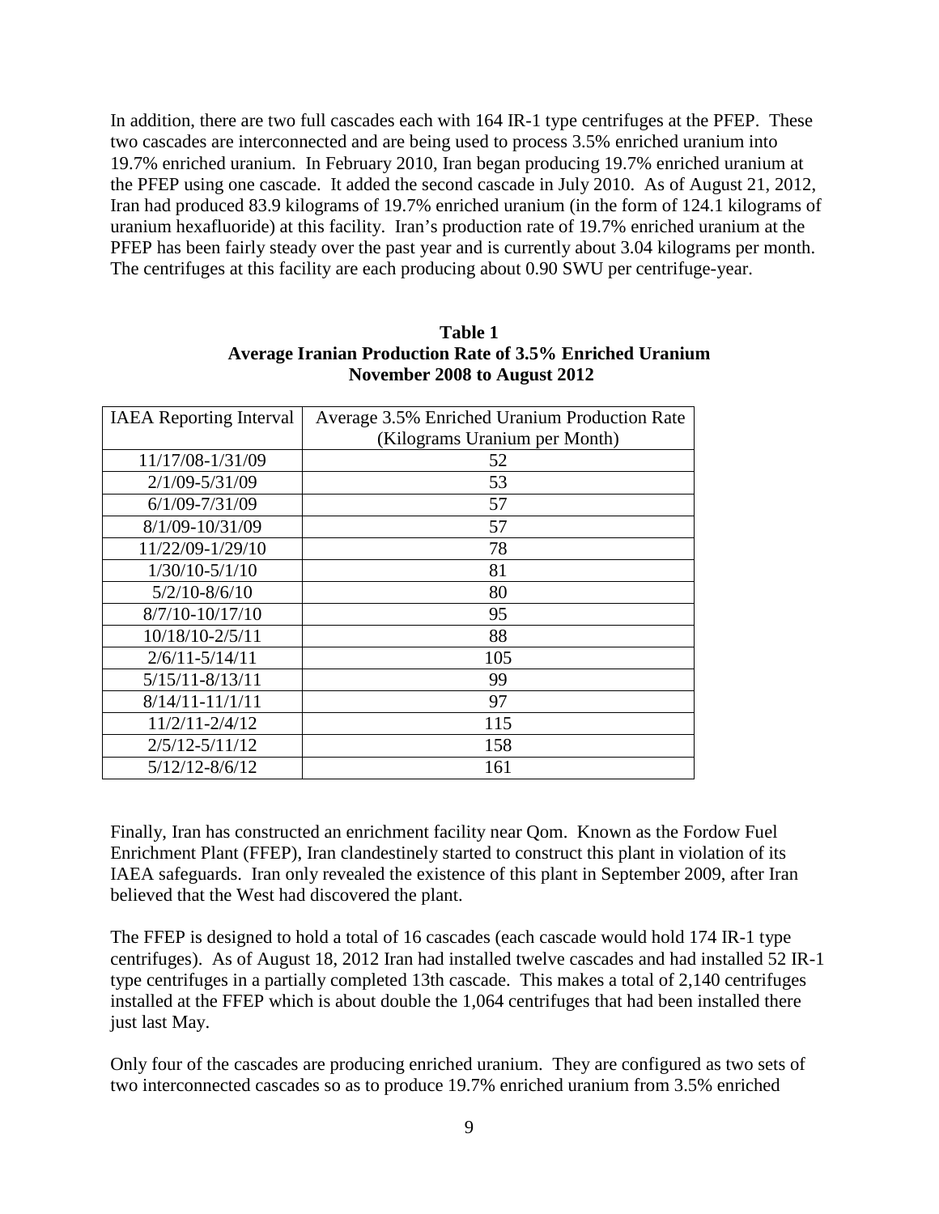In addition, there are two full cascades each with 164 IR-1 type centrifuges at the PFEP. These two cascades are interconnected and are being used to process 3.5% enriched uranium into 19.7% enriched uranium. In February 2010, Iran began producing 19.7% enriched uranium at the PFEP using one cascade. It added the second cascade in July 2010. As of August 21, 2012, Iran had produced 83.9 kilograms of 19.7% enriched uranium (in the form of 124.1 kilograms of uranium hexafluoride) at this facility. Iran's production rate of 19.7% enriched uranium at the PFEP has been fairly steady over the past year and is currently about 3.04 kilograms per month. The centrifuges at this facility are each producing about 0.90 SWU per centrifuge-year.

**Table 1**
**Average Iranian Production Rate of 3.5% Enriched Uranium**
**November 2008 to August 2012**

| IAEA Reporting Interval | Average 3.5% Enriched Uranium Production Rate (Kilograms Uranium per Month) |
|---|---|
| 11/17/08-1/31/09 | 52 |
| 2/1/09-5/31/09 | 53 |
| 6/1/09-7/31/09 | 57 |
| 8/1/09-10/31/09 | 57 |
| 11/22/09-1/29/10 | 78 |
| 1/30/10-5/1/10 | 81 |
| 5/2/10-8/6/10 | 80 |
| 8/7/10-10/17/10 | 95 |
| 10/18/10-2/5/11 | 88 |
| 2/6/11-5/14/11 | 105 |
| 5/15/11-8/13/11 | 99 |
| 8/14/11-11/1/11 | 97 |
| 11/2/11-2/4/12 | 115 |
| 2/5/12-5/11/12 | 158 |
| 5/12/12-8/6/12 | 161 |

Finally, Iran has constructed an enrichment facility near Qom. Known as the Fordow Fuel Enrichment Plant (FFEP), Iran clandestinely started to construct this plant in violation of its IAEA safeguards. Iran only revealed the existence of this plant in September 2009, after Iran believed that the West had discovered the plant.

The FFEP is designed to hold a total of 16 cascades (each cascade would hold 174 IR-1 type centrifuges). As of August 18, 2012 Iran had installed twelve cascades and had installed 52 IR-1 type centrifuges in a partially completed 13th cascade. This makes a total of 2,140 centrifuges installed at the FFEP which is about double the 1,064 centrifuges that had been installed there just last May.

Only four of the cascades are producing enriched uranium. They are configured as two sets of two interconnected cascades so as to produce 19.7% enriched uranium from 3.5% enriched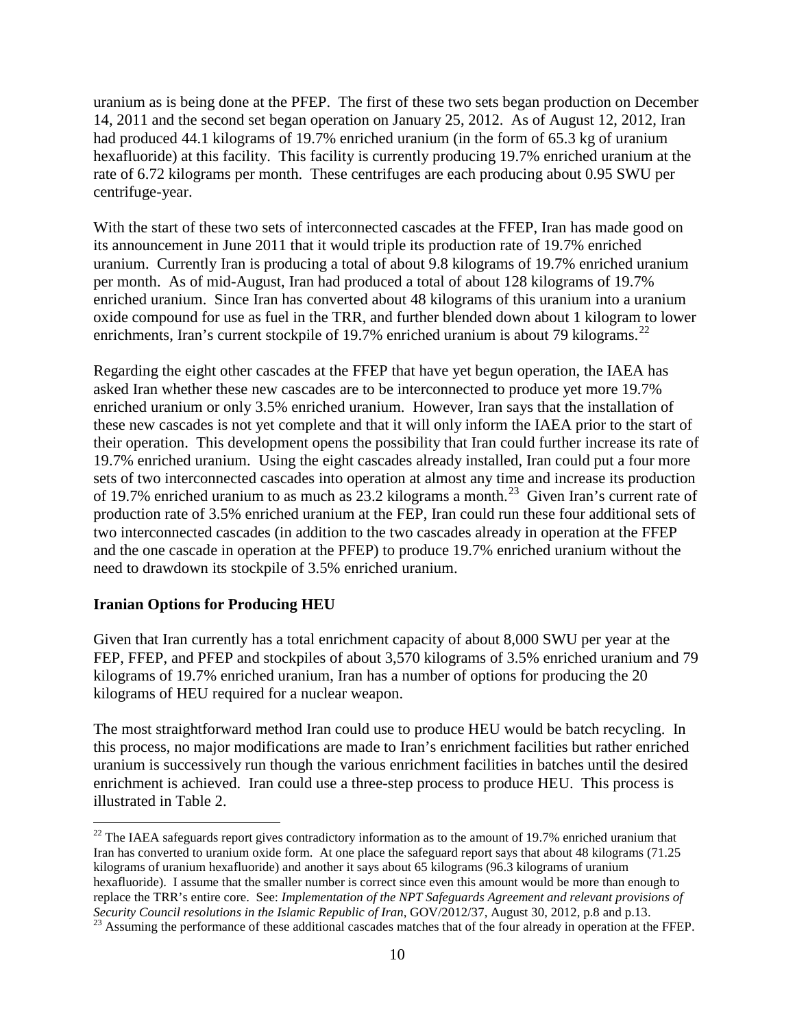uranium as is being done at the PFEP. The first of these two sets began production on December 14, 2011 and the second set began operation on January 25, 2012. As of August 12, 2012, Iran had produced 44.1 kilograms of 19.7% enriched uranium (in the form of 65.3 kg of uranium hexafluoride) at this facility. This facility is currently producing 19.7% enriched uranium at the rate of 6.72 kilograms per month. These centrifuges are each producing about 0.95 SWU per centrifuge-year.

With the start of these two sets of interconnected cascades at the FFEP, Iran has made good on its announcement in June 2011 that it would triple its production rate of 19.7% enriched uranium. Currently Iran is producing a total of about 9.8 kilograms of 19.7% enriched uranium per month. As of mid-August, Iran had produced a total of about 128 kilograms of 19.7% enriched uranium. Since Iran has converted about 48 kilograms of this uranium into a uranium oxide compound for use as fuel in the TRR, and further blended down about 1 kilogram to lower enrichments, Iran's current stockpile of 19.7% enriched uranium is about 79 kilograms.[22]

Regarding the eight other cascades at the FFEP that have yet begun operation, the IAEA has asked Iran whether these new cascades are to be interconnected to produce yet more 19.7% enriched uranium or only 3.5% enriched uranium. However, Iran says that the installation of these new cascades is not yet complete and that it will only inform the IAEA prior to the start of their operation. This development opens the possibility that Iran could further increase its rate of 19.7% enriched uranium. Using the eight cascades already installed, Iran could put a four more sets of two interconnected cascades into operation at almost any time and increase its production of 19.7% enriched uranium to as much as 23.2 kilograms a month.[23] Given Iran's current rate of production rate of 3.5% enriched uranium at the FEP, Iran could run these four additional sets of two interconnected cascades (in addition to the two cascades already in operation at the FFEP and the one cascade in operation at the PFEP) to produce 19.7% enriched uranium without the need to drawdown its stockpile of 3.5% enriched uranium.

## Iranian Options for Producing HEU

Given that Iran currently has a total enrichment capacity of about 8,000 SWU per year at the FEP, FFEP, and PFEP and stockpiles of about 3,570 kilograms of 3.5% enriched uranium and 79 kilograms of 19.7% enriched uranium, Iran has a number of options for producing the 20 kilograms of HEU required for a nuclear weapon.

The most straightforward method Iran could use to produce HEU would be batch recycling. In this process, no major modifications are made to Iran's enrichment facilities but rather enriched uranium is successively run though the various enrichment facilities in batches until the desired enrichment is achieved. Iran could use a three-step process to produce HEU. This process is illustrated in Table 2.

---

[22] The IAEA safeguards report gives contradictory information as to the amount of 19.7% enriched uranium that Iran has converted to uranium oxide form. At one place the safeguard report says that about 48 kilograms (71.25 kilograms of uranium hexafluoride) and another it says about 65 kilograms (96.3 kilograms of uranium hexafluoride). I assume that the smaller number is correct since even this amount would be more than enough to replace the TRR's entire core. See: *Implementation of the NPT Safeguards Agreement and relevant provisions of Security Council resolutions in the Islamic Republic of Iran*, GOV/2012/37, August 30, 2012, p.8 and p.13.

[23] Assuming the performance of these additional cascades matches that of the four already in operation at the FFEP.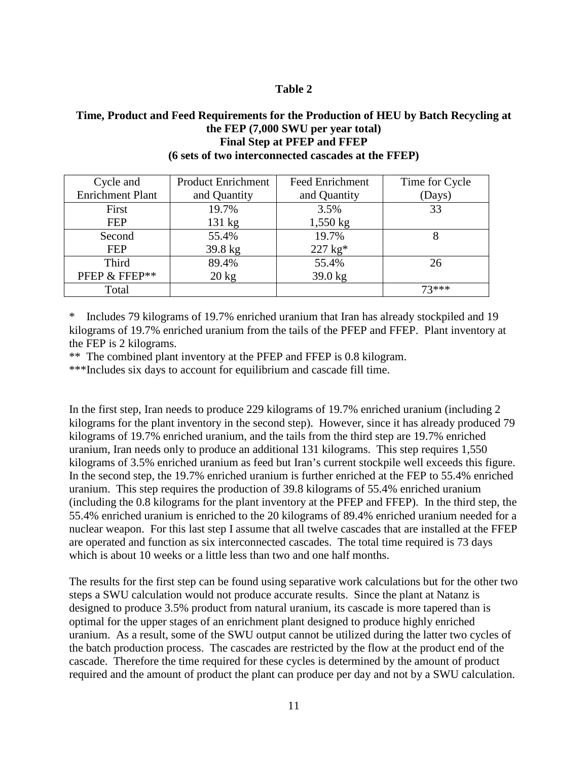**Table 2**

**Time, Product and Feed Requirements for the Production of HEU by Batch Recycling at the FEP (7,000 SWU per year total)**
**Final Step at PFEP and FFEP**
**(6 sets of two interconnected cascades at the FFEP)**

| Cycle and Enrichment Plant | Product Enrichment and Quantity | Feed Enrichment and Quantity | Time for Cycle (Days) |
|---|---|---|---|
| First FEP | 19.7% 131 kg | 3.5% 1,550 kg | 33 |
| Second FEP | 55.4% 39.8 kg | 19.7% 227 kg* | 8 |
| Third PFEP & FFEP** | 89.4% 20 kg | 55.4% 39.0 kg | 26 |
| Total | | | 73*** |

\* Includes 79 kilograms of 19.7% enriched uranium that Iran has already stockpiled and 19 kilograms of 19.7% enriched uranium from the tails of the PFEP and FFEP. Plant inventory at the FEP is 2 kilograms.

** The combined plant inventory at the PFEP and FFEP is 0.8 kilogram.

***Includes six days to account for equilibrium and cascade fill time.

In the first step, Iran needs to produce 229 kilograms of 19.7% enriched uranium (including 2 kilograms for the plant inventory in the second step). However, since it has already produced 79 kilograms of 19.7% enriched uranium, and the tails from the third step are 19.7% enriched uranium, Iran needs only to produce an additional 131 kilograms. This step requires 1,550 kilograms of 3.5% enriched uranium as feed but Iran's current stockpile well exceeds this figure. In the second step, the 19.7% enriched uranium is further enriched at the FEP to 55.4% enriched uranium. This step requires the production of 39.8 kilograms of 55.4% enriched uranium (including the 0.8 kilograms for the plant inventory at the PFEP and FFEP). In the third step, the 55.4% enriched uranium is enriched to the 20 kilograms of 89.4% enriched uranium needed for a nuclear weapon. For this last step I assume that all twelve cascades that are installed at the FFEP are operated and function as six interconnected cascades. The total time required is 73 days which is about 10 weeks or a little less than two and one half months.

The results for the first step can be found using separative work calculations but for the other two steps a SWU calculation would not produce accurate results. Since the plant at Natanz is designed to produce 3.5% product from natural uranium, its cascade is more tapered than is optimal for the upper stages of an enrichment plant designed to produce highly enriched uranium. As a result, some of the SWU output cannot be utilized during the latter two cycles of the batch production process. The cascades are restricted by the flow at the product end of the cascade. Therefore the time required for these cycles is determined by the amount of product required and the amount of product the plant can produce per day and not by a SWU calculation.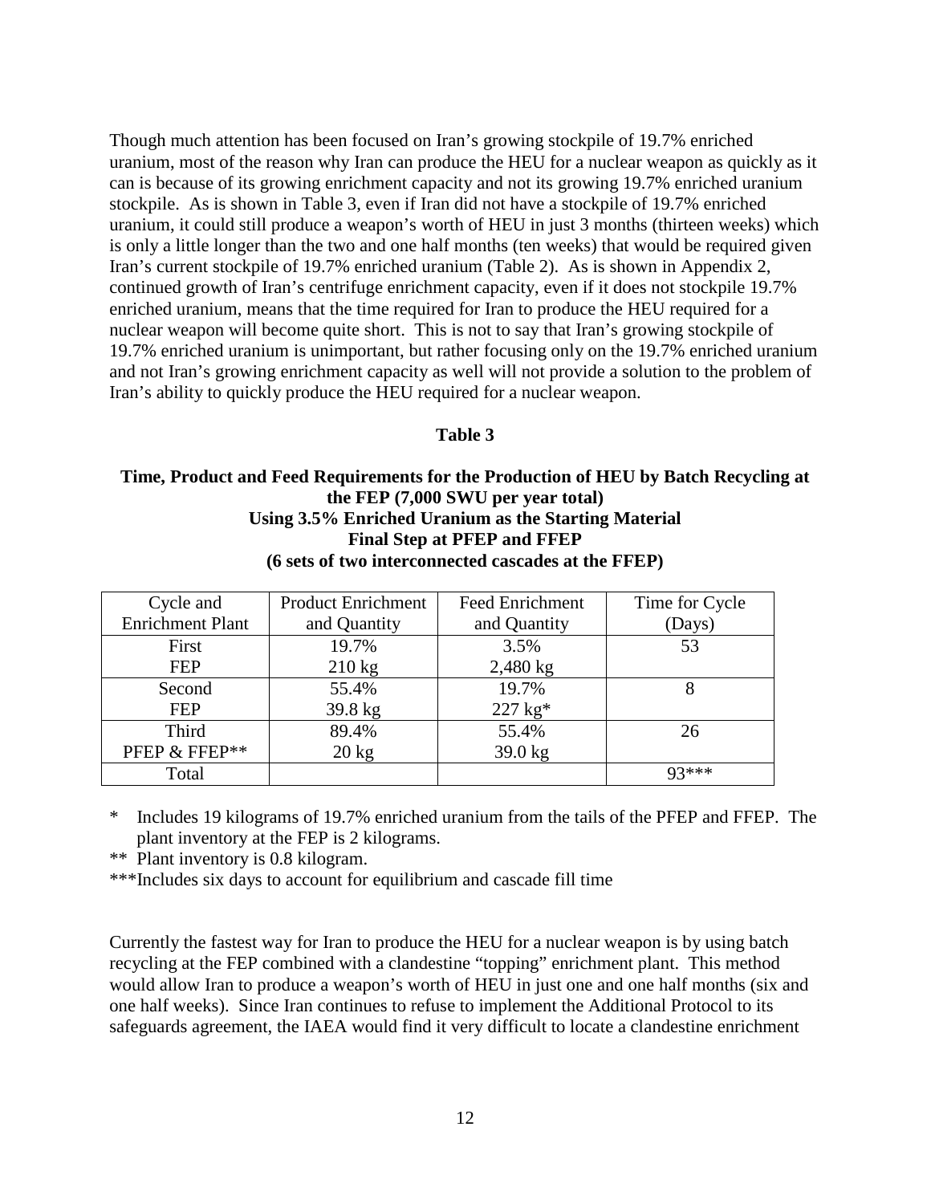Though much attention has been focused on Iran's growing stockpile of 19.7% enriched uranium, most of the reason why Iran can produce the HEU for a nuclear weapon as quickly as it can is because of its growing enrichment capacity and not its growing 19.7% enriched uranium stockpile. As is shown in Table 3, even if Iran did not have a stockpile of 19.7% enriched uranium, it could still produce a weapon's worth of HEU in just 3 months (thirteen weeks) which is only a little longer than the two and one half months (ten weeks) that would be required given Iran's current stockpile of 19.7% enriched uranium (Table 2). As is shown in Appendix 2, continued growth of Iran's centrifuge enrichment capacity, even if it does not stockpile 19.7% enriched uranium, means that the time required for Iran to produce the HEU required for a nuclear weapon will become quite short. This is not to say that Iran's growing stockpile of 19.7% enriched uranium is unimportant, but rather focusing only on the 19.7% enriched uranium and not Iran's growing enrichment capacity as well will not provide a solution to the problem of Iran's ability to quickly produce the HEU required for a nuclear weapon.

**Table 3**

**Time, Product and Feed Requirements for the Production of HEU by Batch Recycling at the FEP (7,000 SWU per year total)**
**Using 3.5% Enriched Uranium as the Starting Material**
**Final Step at PFEP and FFEP**
**(6 sets of two interconnected cascades at the FFEP)**

| Cycle and Enrichment Plant | Product Enrichment and Quantity | Feed Enrichment and Quantity | Time for Cycle (Days) |
|---|---|---|---|
| First FEP | 19.7% 210 kg | 3.5% 2,480 kg | 53 |
| Second FEP | 55.4% 39.8 kg | 19.7% 227 kg* | 8 |
| Third PFEP & FFEP** | 89.4% 20 kg | 55.4% 39.0 kg | 26 |
| Total | | | 93*** |

\* Includes 19 kilograms of 19.7% enriched uranium from the tails of the PFEP and FFEP. The plant inventory at the FEP is 2 kilograms.

\** Plant inventory is 0.8 kilogram.

\***Includes six days to account for equilibrium and cascade fill time

Currently the fastest way for Iran to produce the HEU for a nuclear weapon is by using batch recycling at the FEP combined with a clandestine "topping" enrichment plant. This method would allow Iran to produce a weapon's worth of HEU in just one and one half months (six and one half weeks). Since Iran continues to refuse to implement the Additional Protocol to its safeguards agreement, the IAEA would find it very difficult to locate a clandestine enrichment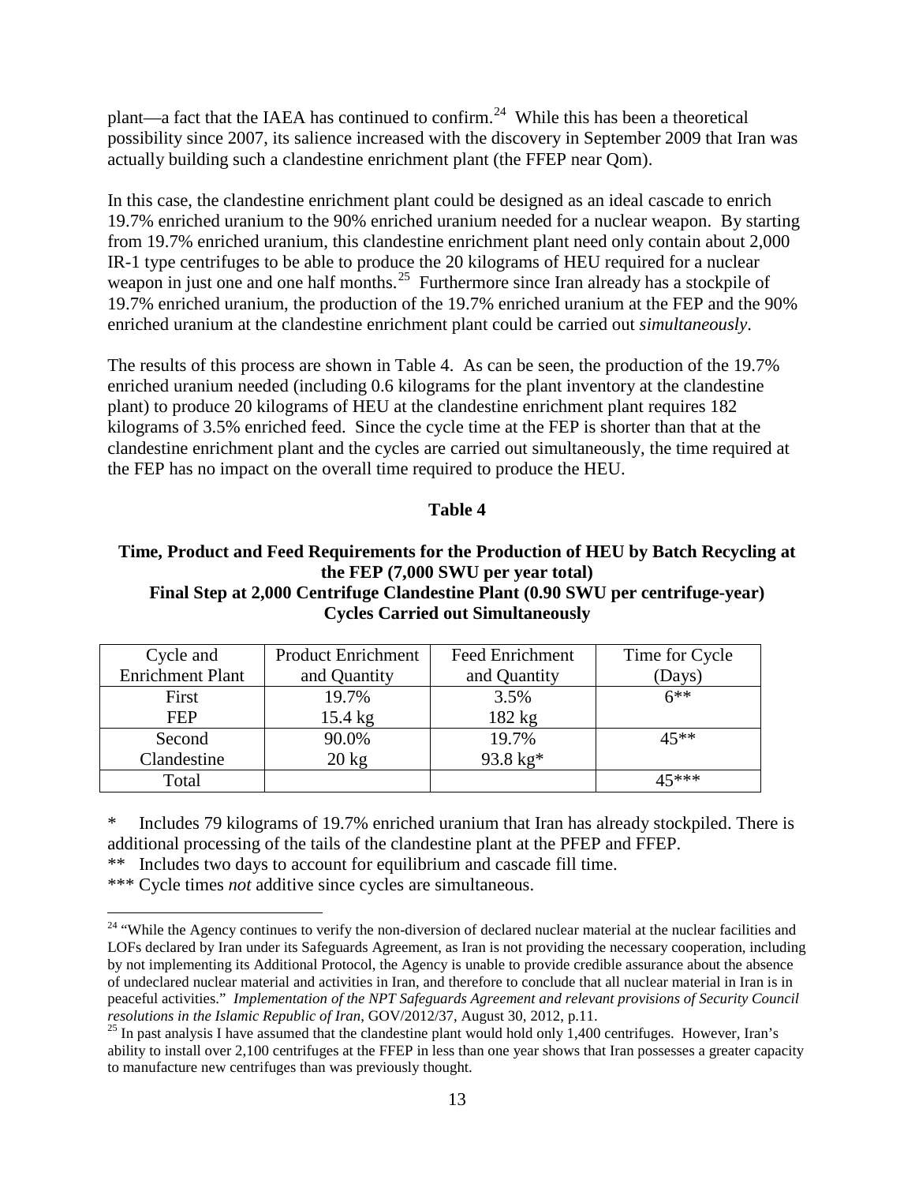plant—a fact that the IAEA has continued to confirm.[24] While this has been a theoretical possibility since 2007, its salience increased with the discovery in September 2009 that Iran was actually building such a clandestine enrichment plant (the FFEP near Qom).

In this case, the clandestine enrichment plant could be designed as an ideal cascade to enrich 19.7% enriched uranium to the 90% enriched uranium needed for a nuclear weapon. By starting from 19.7% enriched uranium, this clandestine enrichment plant need only contain about 2,000 IR-1 type centrifuges to be able to produce the 20 kilograms of HEU required for a nuclear weapon in just one and one half months.[25] Furthermore since Iran already has a stockpile of 19.7% enriched uranium, the production of the 19.7% enriched uranium at the FEP and the 90% enriched uranium at the clandestine enrichment plant could be carried out *simultaneously*.

The results of this process are shown in Table 4. As can be seen, the production of the 19.7% enriched uranium needed (including 0.6 kilograms for the plant inventory at the clandestine plant) to produce 20 kilograms of HEU at the clandestine enrichment plant requires 182 kilograms of 3.5% enriched feed. Since the cycle time at the FEP is shorter than that at the clandestine enrichment plant and the cycles are carried out simultaneously, the time required at the FEP has no impact on the overall time required to produce the HEU.

**Table 4**

**Time, Product and Feed Requirements for the Production of HEU by Batch Recycling at the FEP (7,000 SWU per year total)**
**Final Step at 2,000 Centrifuge Clandestine Plant (0.90 SWU per centrifuge-year)**
**Cycles Carried out Simultaneously**

| Cycle and Enrichment Plant | Product Enrichment and Quantity | Feed Enrichment and Quantity | Time for Cycle (Days) |
|---|---|---|---|
| First FEP | 19.7% 15.4 kg | 3.5% 182 kg | 6** |
| Second Clandestine | 90.0% 20 kg | 19.7% 93.8 kg* | 45** |
| Total | | | 45*** |

\* Includes 79 kilograms of 19.7% enriched uranium that Iran has already stockpiled. There is additional processing of the tails of the clandestine plant at the PFEP and FFEP.
\** Includes two days to account for equilibrium and cascade fill time.
\*** Cycle times *not* additive since cycles are simultaneous.

[24] "While the Agency continues to verify the non-diversion of declared nuclear material at the nuclear facilities and LOFs declared by Iran under its Safeguards Agreement, as Iran is not providing the necessary cooperation, including by not implementing its Additional Protocol, the Agency is unable to provide credible assurance about the absence of undeclared nuclear material and activities in Iran, and therefore to conclude that all nuclear material in Iran is in peaceful activities." *Implementation of the NPT Safeguards Agreement and relevant provisions of Security Council resolutions in the Islamic Republic of Iran*, GOV/2012/37, August 30, 2012, p.11.

[25] In past analysis I have assumed that the clandestine plant would hold only 1,400 centrifuges. However, Iran's ability to install over 2,100 centrifuges at the FFEP in less than one year shows that Iran possesses a greater capacity to manufacture new centrifuges than was previously thought.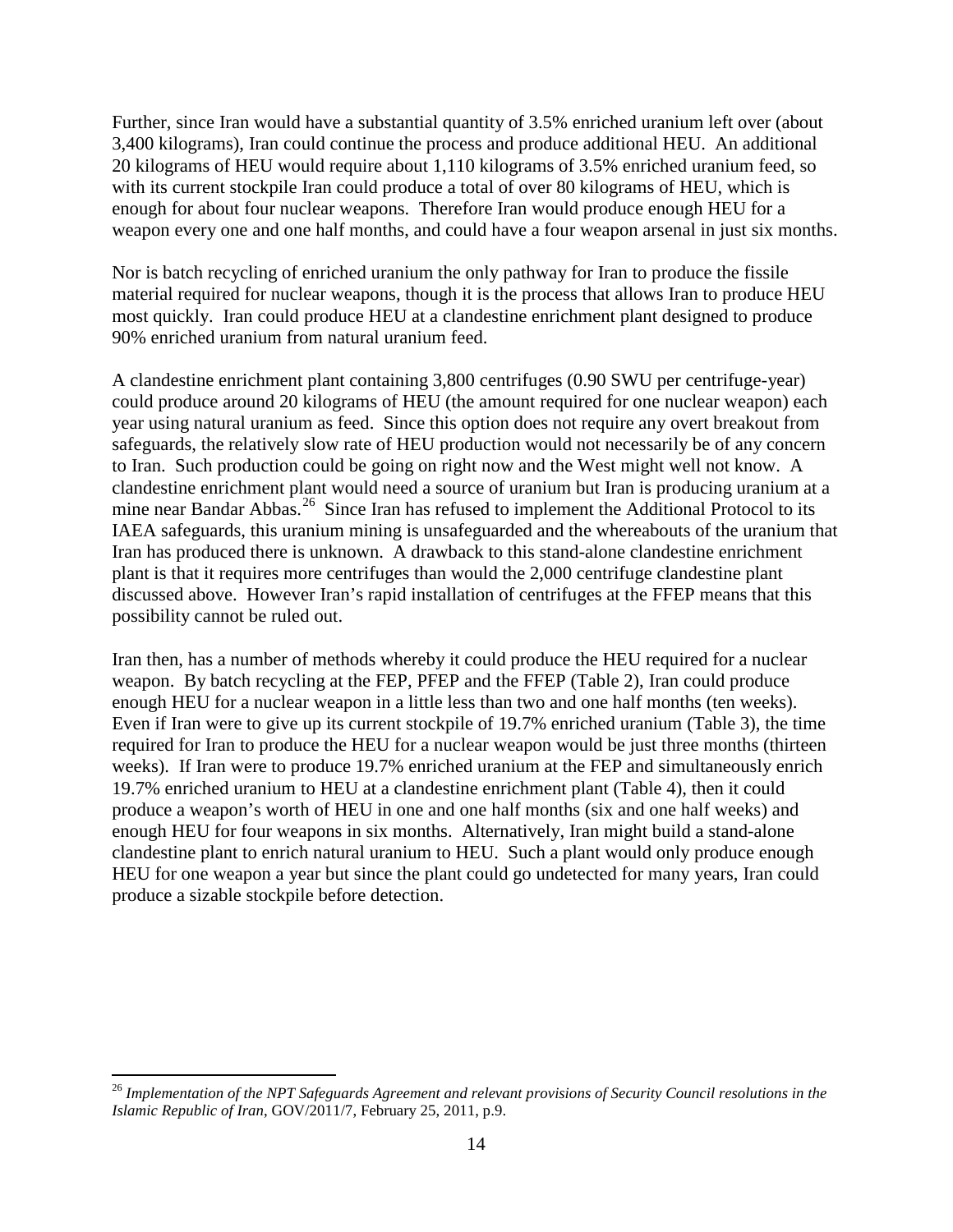Further, since Iran would have a substantial quantity of 3.5% enriched uranium left over (about 3,400 kilograms), Iran could continue the process and produce additional HEU. An additional 20 kilograms of HEU would require about 1,110 kilograms of 3.5% enriched uranium feed, so with its current stockpile Iran could produce a total of over 80 kilograms of HEU, which is enough for about four nuclear weapons. Therefore Iran would produce enough HEU for a weapon every one and one half months, and could have a four weapon arsenal in just six months.

Nor is batch recycling of enriched uranium the only pathway for Iran to produce the fissile material required for nuclear weapons, though it is the process that allows Iran to produce HEU most quickly. Iran could produce HEU at a clandestine enrichment plant designed to produce 90% enriched uranium from natural uranium feed.

A clandestine enrichment plant containing 3,800 centrifuges (0.90 SWU per centrifuge-year) could produce around 20 kilograms of HEU (the amount required for one nuclear weapon) each year using natural uranium as feed. Since this option does not require any overt breakout from safeguards, the relatively slow rate of HEU production would not necessarily be of any concern to Iran. Such production could be going on right now and the West might well not know. A clandestine enrichment plant would need a source of uranium but Iran is producing uranium at a mine near Bandar Abbas.[26] Since Iran has refused to implement the Additional Protocol to its IAEA safeguards, this uranium mining is unsafeguarded and the whereabouts of the uranium that Iran has produced there is unknown. A drawback to this stand-alone clandestine enrichment plant is that it requires more centrifuges than would the 2,000 centrifuge clandestine plant discussed above. However Iran's rapid installation of centrifuges at the FFEP means that this possibility cannot be ruled out.

Iran then, has a number of methods whereby it could produce the HEU required for a nuclear weapon. By batch recycling at the FEP, PFEP and the FFEP (Table 2), Iran could produce enough HEU for a nuclear weapon in a little less than two and one half months (ten weeks). Even if Iran were to give up its current stockpile of 19.7% enriched uranium (Table 3), the time required for Iran to produce the HEU for a nuclear weapon would be just three months (thirteen weeks). If Iran were to produce 19.7% enriched uranium at the FEP and simultaneously enrich 19.7% enriched uranium to HEU at a clandestine enrichment plant (Table 4), then it could produce a weapon's worth of HEU in one and one half months (six and one half weeks) and enough HEU for four weapons in six months. Alternatively, Iran might build a stand-alone clandestine plant to enrich natural uranium to HEU. Such a plant would only produce enough HEU for one weapon a year but since the plant could go undetected for many years, Iran could produce a sizable stockpile before detection.

---

[26] *Implementation of the NPT Safeguards Agreement and relevant provisions of Security Council resolutions in the Islamic Republic of Iran*, GOV/2011/7, February 25, 2011, p.9.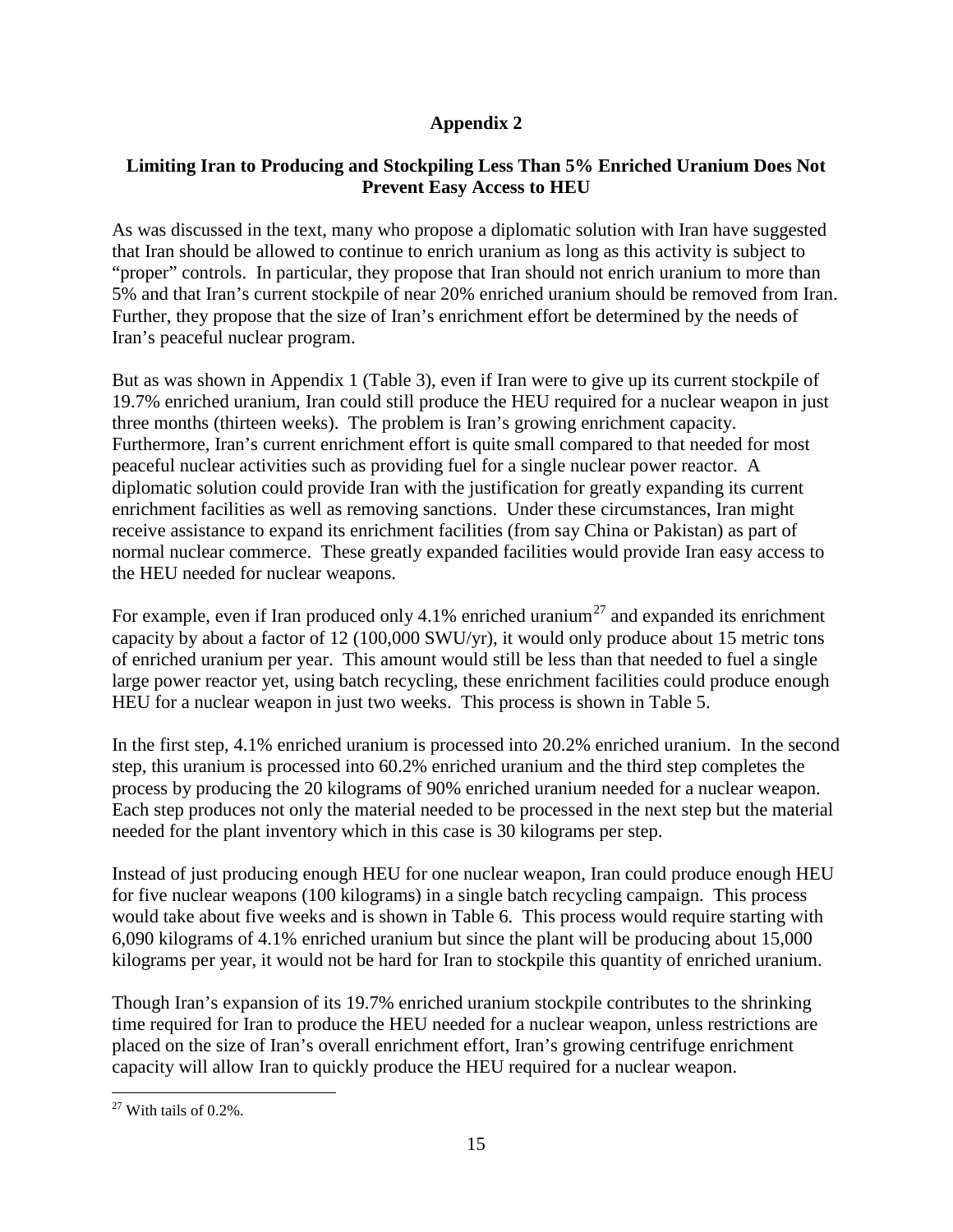## Appendix 2

### Limiting Iran to Producing and Stockpiling Less Than 5% Enriched Uranium Does Not Prevent Easy Access to HEU

As was discussed in the text, many who propose a diplomatic solution with Iran have suggested that Iran should be allowed to continue to enrich uranium as long as this activity is subject to "proper" controls. In particular, they propose that Iran should not enrich uranium to more than 5% and that Iran's current stockpile of near 20% enriched uranium should be removed from Iran. Further, they propose that the size of Iran's enrichment effort be determined by the needs of Iran's peaceful nuclear program.

But as was shown in Appendix 1 (Table 3), even if Iran were to give up its current stockpile of 19.7% enriched uranium, Iran could still produce the HEU required for a nuclear weapon in just three months (thirteen weeks). The problem is Iran's growing enrichment capacity. Furthermore, Iran's current enrichment effort is quite small compared to that needed for most peaceful nuclear activities such as providing fuel for a single nuclear power reactor. A diplomatic solution could provide Iran with the justification for greatly expanding its current enrichment facilities as well as removing sanctions. Under these circumstances, Iran might receive assistance to expand its enrichment facilities (from say China or Pakistan) as part of normal nuclear commerce. These greatly expanded facilities would provide Iran easy access to the HEU needed for nuclear weapons.

For example, even if Iran produced only 4.1% enriched uranium[27] and expanded its enrichment capacity by about a factor of 12 (100,000 SWU/yr), it would only produce about 15 metric tons of enriched uranium per year. This amount would still be less than that needed to fuel a single large power reactor yet, using batch recycling, these enrichment facilities could produce enough HEU for a nuclear weapon in just two weeks. This process is shown in Table 5.

In the first step, 4.1% enriched uranium is processed into 20.2% enriched uranium. In the second step, this uranium is processed into 60.2% enriched uranium and the third step completes the process by producing the 20 kilograms of 90% enriched uranium needed for a nuclear weapon. Each step produces not only the material needed to be processed in the next step but the material needed for the plant inventory which in this case is 30 kilograms per step.

Instead of just producing enough HEU for one nuclear weapon, Iran could produce enough HEU for five nuclear weapons (100 kilograms) in a single batch recycling campaign. This process would take about five weeks and is shown in Table 6. This process would require starting with 6,090 kilograms of 4.1% enriched uranium but since the plant will be producing about 15,000 kilograms per year, it would not be hard for Iran to stockpile this quantity of enriched uranium.

Though Iran's expansion of its 19.7% enriched uranium stockpile contributes to the shrinking time required for Iran to produce the HEU needed for a nuclear weapon, unless restrictions are placed on the size of Iran's overall enrichment effort, Iran's growing centrifuge enrichment capacity will allow Iran to quickly produce the HEU required for a nuclear weapon.

---

[27] With tails of 0.2%.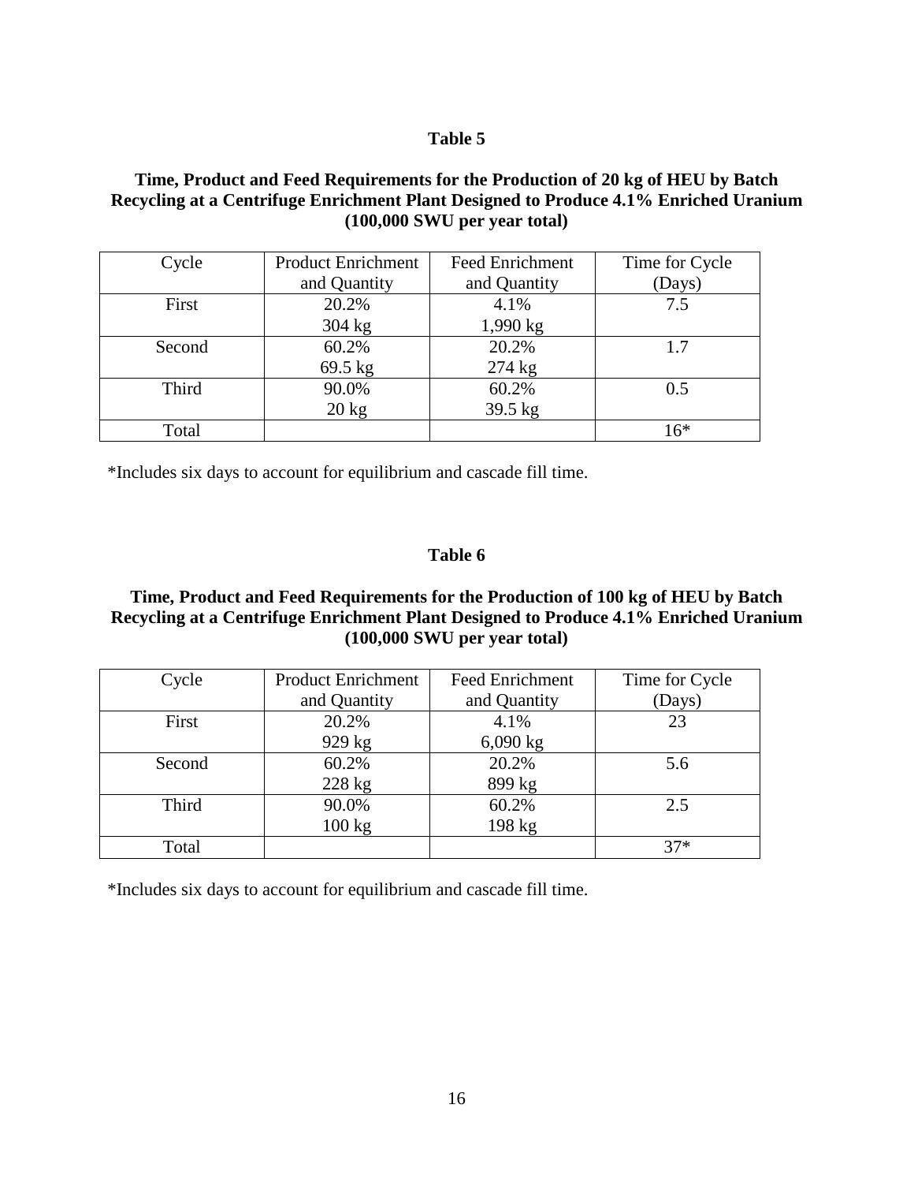**Table 5**

**Time, Product and Feed Requirements for the Production of 20 kg of HEU by Batch Recycling at a Centrifuge Enrichment Plant Designed to Produce 4.1% Enriched Uranium (100,000 SWU per year total)**

| Cycle | Product Enrichment and Quantity | Feed Enrichment and Quantity | Time for Cycle (Days) |
|---|---|---|---|
| First | 20.2% 304 kg | 4.1% 1,990 kg | 7.5 |
| Second | 60.2% 69.5 kg | 20.2% 274 kg | 1.7 |
| Third | 90.0% 20 kg | 60.2% 39.5 kg | 0.5 |
| Total | | | 16* |

*Includes six days to account for equilibrium and cascade fill time.

**Table 6**

**Time, Product and Feed Requirements for the Production of 100 kg of HEU by Batch Recycling at a Centrifuge Enrichment Plant Designed to Produce 4.1% Enriched Uranium (100,000 SWU per year total)**

| Cycle | Product Enrichment and Quantity | Feed Enrichment and Quantity | Time for Cycle (Days) |
|---|---|---|---|
| First | 20.2% 929 kg | 4.1% 6,090 kg | 23 |
| Second | 60.2% 228 kg | 20.2% 899 kg | 5.6 |
| Third | 90.0% 100 kg | 60.2% 198 kg | 2.5 |
| Total | | | 37* |

*Includes six days to account for equilibrium and cascade fill time.